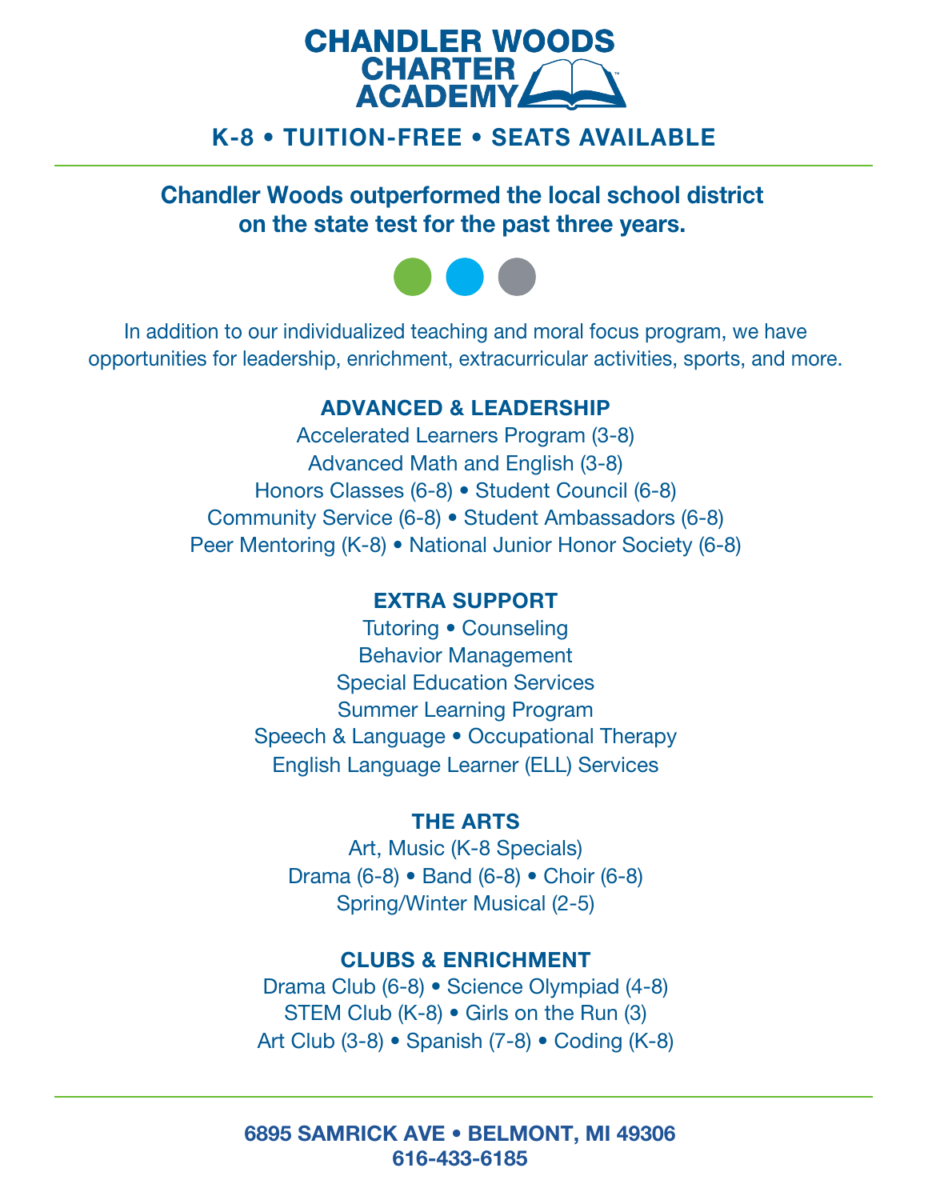# CHANDLER WOODS CHARTER ACADEMY

**K-8 • TUITION-FREE • SEATS AVAILABLE**

---

**Chandler Woods outperformed the local school district on the state test for the past three years.**

In addition to our individualized teaching and moral focus program, we have opportunities for leadership, enrichment, extracurricular activities, sports, and more.

### ADVANCED & LEADERSHIP

Accelerated Learners Program (3-8)
Advanced Math and English (3-8)
Honors Classes (6-8) • Student Council (6-8)
Community Service (6-8) • Student Ambassadors (6-8)
Peer Mentoring (K-8) • National Junior Honor Society (6-8)

### EXTRA SUPPORT

Tutoring • Counseling
Behavior Management
Special Education Services
Summer Learning Program
Speech & Language • Occupational Therapy
English Language Learner (ELL) Services

### THE ARTS

Art, Music (K-8 Specials)
Drama (6-8) • Band (6-8) • Choir (6-8)
Spring/Winter Musical (2-5)

### CLUBS & ENRICHMENT

Drama Club (6-8) • Science Olympiad (4-8)
STEM Club (K-8) • Girls on the Run (3)
Art Club (3-8) • Spanish (7-8) • Coding (K-8)

---

**6895 SAMRICK AVE • BELMONT, MI 49306**
**616-433-6185**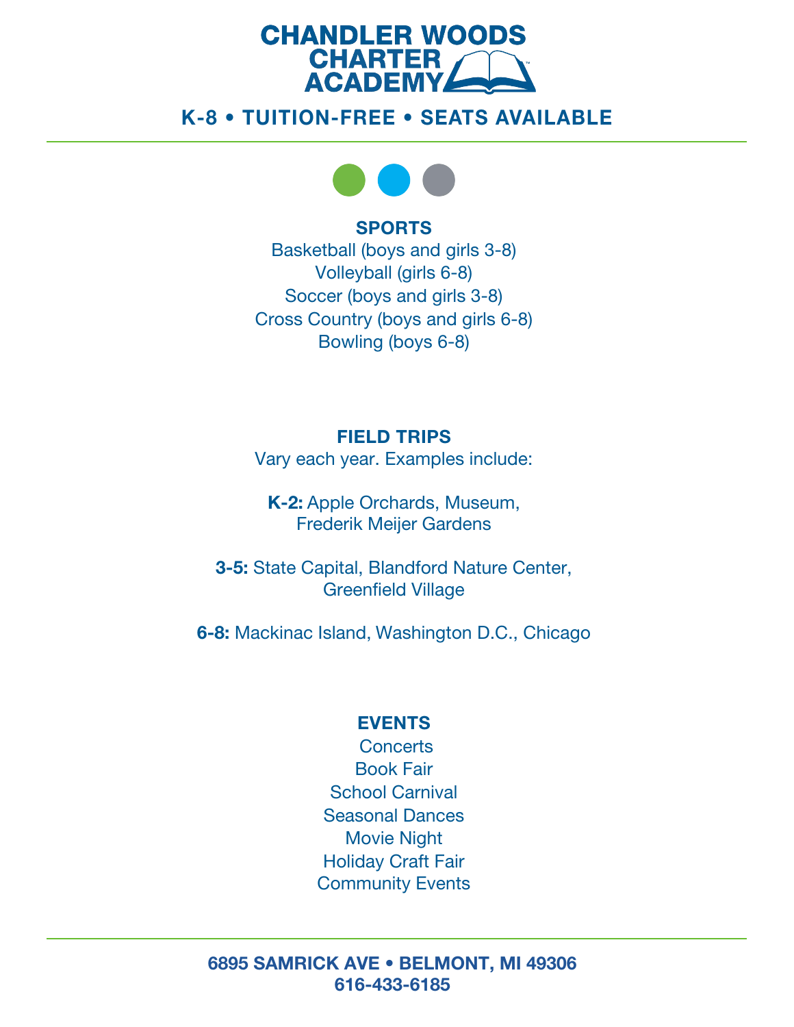# CHANDLER WOODS CHARTER ACADEMY

**K-8 • TUITION-FREE • SEATS AVAILABLE**

---

## SPORTS

Basketball (boys and girls 3-8)
Volleyball (girls 6-8)
Soccer (boys and girls 3-8)
Cross Country (boys and girls 6-8)
Bowling (boys 6-8)

## FIELD TRIPS

Vary each year. Examples include:

**K-2:** Apple Orchards, Museum, Frederik Meijer Gardens

**3-5:** State Capital, Blandford Nature Center, Greenfield Village

**6-8:** Mackinac Island, Washington D.C., Chicago

## EVENTS

Concerts
Book Fair
School Carnival
Seasonal Dances
Movie Night
Holiday Craft Fair
Community Events

---

**6895 SAMRICK AVE • BELMONT, MI 49306**
**616-433-6185**